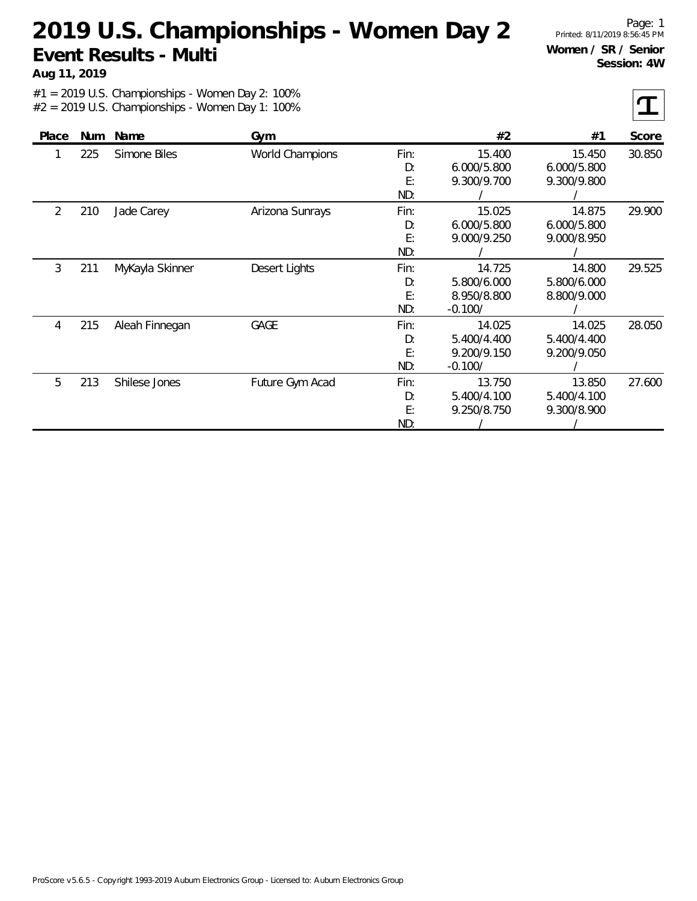# 2019 U.S. Championships - Women Day 2

## Event Results - Multi

**Aug 11, 2019**

Page: 1
Printed: 8/11/2019 8:56:45 PM

**Women / SR / Senior**
**Session: 4W**

#1 = 2019 U.S. Championships - Women Day 2: 100%
#2 = 2019 U.S. Championships - Women Day 1: 100%

| Place | Num | Name | Gym | | #2 | #1 | Score |
|---|---|---|---|---|---|---|---|
| 1 | 225 | Simone Biles | World Champions | Fin: | 15.400 | 15.450 | 30.850 |
| | | | | D: | 6.000/5.800 | 6.000/5.800 | |
| | | | | E: | 9.300/9.700 | 9.300/9.800 | |
| | | | | ND: | / | / | |
| 2 | 210 | Jade Carey | Arizona Sunrays | Fin: | 15.025 | 14.875 | 29.900 |
| | | | | D: | 6.000/5.800 | 6.000/5.800 | |
| | | | | E: | 9.000/9.250 | 9.000/8.950 | |
| | | | | ND: | / | / | |
| 3 | 211 | MyKayla Skinner | Desert Lights | Fin: | 14.725 | 14.800 | 29.525 |
| | | | | D: | 5.800/6.000 | 5.800/6.000 | |
| | | | | E: | 8.950/8.800 | 8.800/9.000 | |
| | | | | ND: | -0.100/ | / | |
| 4 | 215 | Aleah Finnegan | GAGE | Fin: | 14.025 | 14.025 | 28.050 |
| | | | | D: | 5.400/4.400 | 5.400/4.400 | |
| | | | | E: | 9.200/9.150 | 9.200/9.050 | |
| | | | | ND: | -0.100/ | / | |
| 5 | 213 | Shilese Jones | Future Gym Acad | Fin: | 13.750 | 13.850 | 27.600 |
| | | | | D: | 5.400/4.100 | 5.400/4.100 | |
| | | | | E: | 9.250/8.750 | 9.300/8.900 | |
| | | | | ND: | / | / | |

ProScore v5.6.5 - Copyright 1993-2019 Auburn Electronics Group - Licensed to: Auburn Electronics Group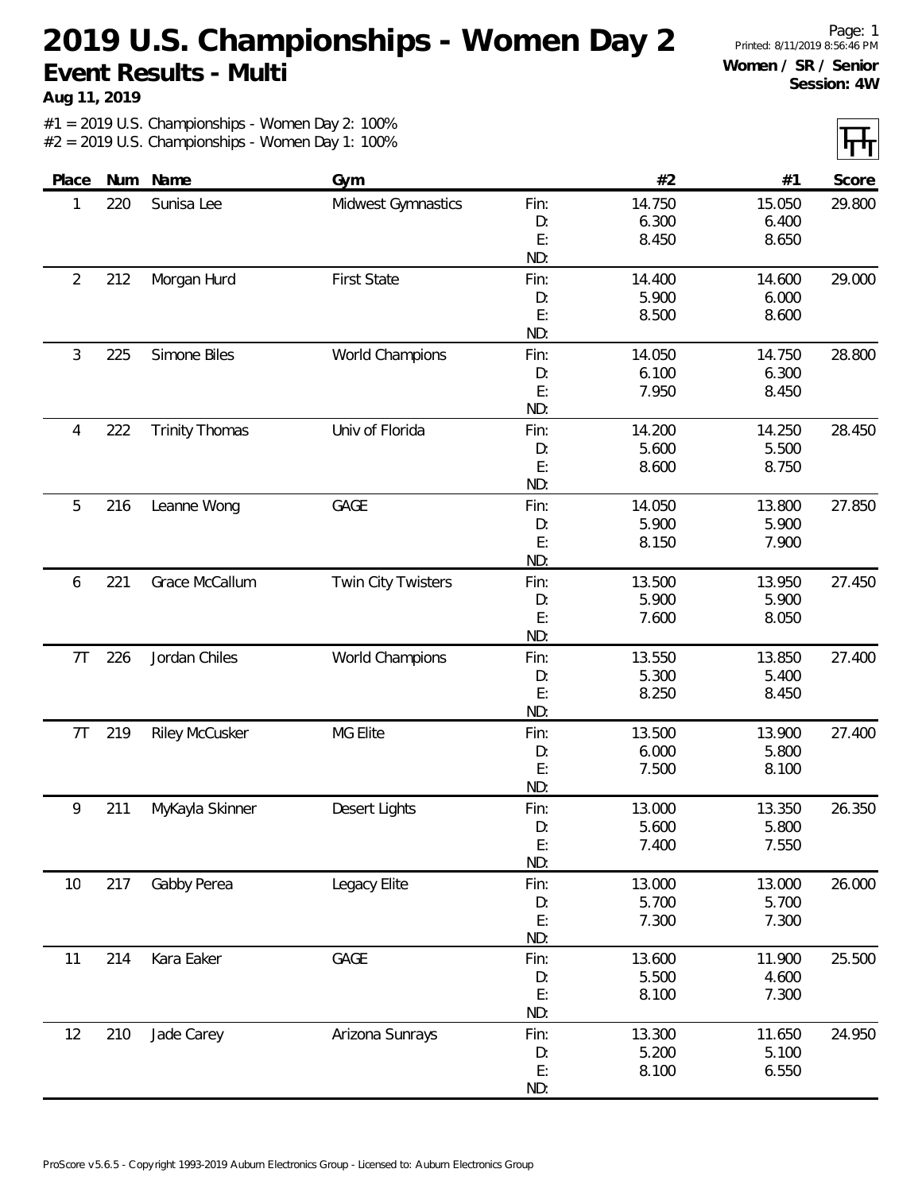# 2019 U.S. Championships - Women Day 2

## Event Results - Multi

**Aug 11, 2019**

Page: 1
Printed: 8/11/2019 8:56:46 PM

**Women / SR / Senior**
**Session: 4W**

#1 = 2019 U.S. Championships - Women Day 2: 100%
#2 = 2019 U.S. Championships - Women Day 1: 100%

| Place | Num | Name | Gym | | #2 | #1 | Score |
|---|---|---|---|---|---|---|---|
| 1 | 220 | Sunisa Lee | Midwest Gymnastics | Fin: | 14.750 | 15.050 | 29.800 |
| | | | | D: | 6.300 | 6.400 | |
| | | | | E: | 8.450 | 8.650 | |
| | | | | ND: | | | |
| 2 | 212 | Morgan Hurd | First State | Fin: | 14.400 | 14.600 | 29.000 |
| | | | | D: | 5.900 | 6.000 | |
| | | | | E: | 8.500 | 8.600 | |
| | | | | ND: | | | |
| 3 | 225 | Simone Biles | World Champions | Fin: | 14.050 | 14.750 | 28.800 |
| | | | | D: | 6.100 | 6.300 | |
| | | | | E: | 7.950 | 8.450 | |
| | | | | ND: | | | |
| 4 | 222 | Trinity Thomas | Univ of Florida | Fin: | 14.200 | 14.250 | 28.450 |
| | | | | D: | 5.600 | 5.500 | |
| | | | | E: | 8.600 | 8.750 | |
| | | | | ND: | | | |
| 5 | 216 | Leanne Wong | GAGE | Fin: | 14.050 | 13.800 | 27.850 |
| | | | | D: | 5.900 | 5.900 | |
| | | | | E: | 8.150 | 7.900 | |
| | | | | ND: | | | |
| 6 | 221 | Grace McCallum | Twin City Twisters | Fin: | 13.500 | 13.950 | 27.450 |
| | | | | D: | 5.900 | 5.900 | |
| | | | | E: | 7.600 | 8.050 | |
| | | | | ND: | | | |
| 7T | 226 | Jordan Chiles | World Champions | Fin: | 13.550 | 13.850 | 27.400 |
| | | | | D: | 5.300 | 5.400 | |
| | | | | E: | 8.250 | 8.450 | |
| | | | | ND: | | | |
| 7T | 219 | Riley McCusker | MG Elite | Fin: | 13.500 | 13.900 | 27.400 |
| | | | | D: | 6.000 | 5.800 | |
| | | | | E: | 7.500 | 8.100 | |
| | | | | ND: | | | |
| 9 | 211 | MyKayla Skinner | Desert Lights | Fin: | 13.000 | 13.350 | 26.350 |
| | | | | D: | 5.600 | 5.800 | |
| | | | | E: | 7.400 | 7.550 | |
| | | | | ND: | | | |
| 10 | 217 | Gabby Perea | Legacy Elite | Fin: | 13.000 | 13.000 | 26.000 |
| | | | | D: | 5.700 | 5.700 | |
| | | | | E: | 7.300 | 7.300 | |
| | | | | ND: | | | |
| 11 | 214 | Kara Eaker | GAGE | Fin: | 13.600 | 11.900 | 25.500 |
| | | | | D: | 5.500 | 4.600 | |
| | | | | E: | 8.100 | 7.300 | |
| | | | | ND: | | | |
| 12 | 210 | Jade Carey | Arizona Sunrays | Fin: | 13.300 | 11.650 | 24.950 |
| | | | | D: | 5.200 | 5.100 | |
| | | | | E: | 8.100 | 6.550 | |
| | | | | ND: | | | |

ProScore v5.6.5 - Copyright 1993-2019 Auburn Electronics Group - Licensed to: Auburn Electronics Group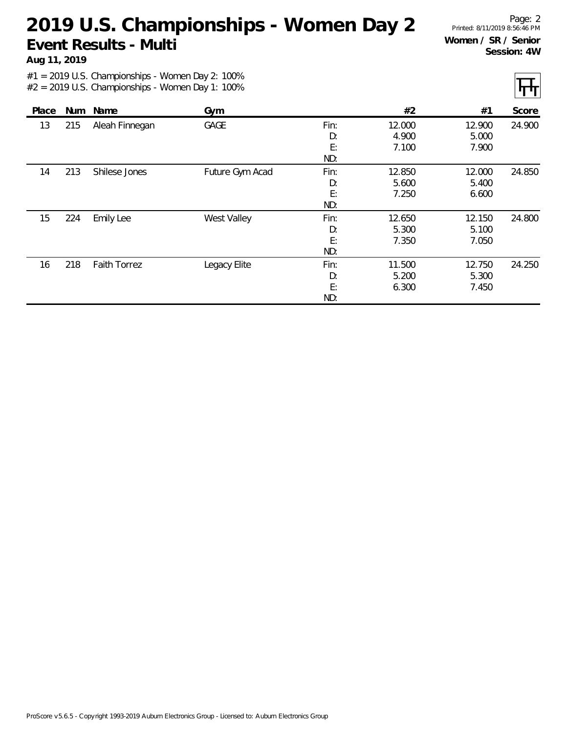# 2019 U.S. Championships - Women Day 2

## Event Results - Multi

**Aug 11, 2019**

**Women / SR / Senior**
**Session: 4W**

#1 = 2019 U.S. Championships - Women Day 2: 100%
#2 = 2019 U.S. Championships - Women Day 1: 100%

| Place | Num | Name | Gym | | #2 | #1 | Score |
|---|---|---|---|---|---|---|---|
| 13 | 215 | Aleah Finnegan | GAGE | Fin: | 12.000 | 12.900 | 24.900 |
| | | | | D: | 4.900 | 5.000 | |
| | | | | E: | 7.100 | 7.900 | |
| | | | | ND: | | | |
| 14 | 213 | Shilese Jones | Future Gym Acad | Fin: | 12.850 | 12.000 | 24.850 |
| | | | | D: | 5.600 | 5.400 | |
| | | | | E: | 7.250 | 6.600 | |
| | | | | ND: | | | |
| 15 | 224 | Emily Lee | West Valley | Fin: | 12.650 | 12.150 | 24.800 |
| | | | | D: | 5.300 | 5.100 | |
| | | | | E: | 7.350 | 7.050 | |
| | | | | ND: | | | |
| 16 | 218 | Faith Torrez | Legacy Elite | Fin: | 11.500 | 12.750 | 24.250 |
| | | | | D: | 5.200 | 5.300 | |
| | | | | E: | 6.300 | 7.450 | |
| | | | | ND: | | | |

ProScore v5.6.5 - Copyright 1993-2019 Auburn Electronics Group - Licensed to: Auburn Electronics Group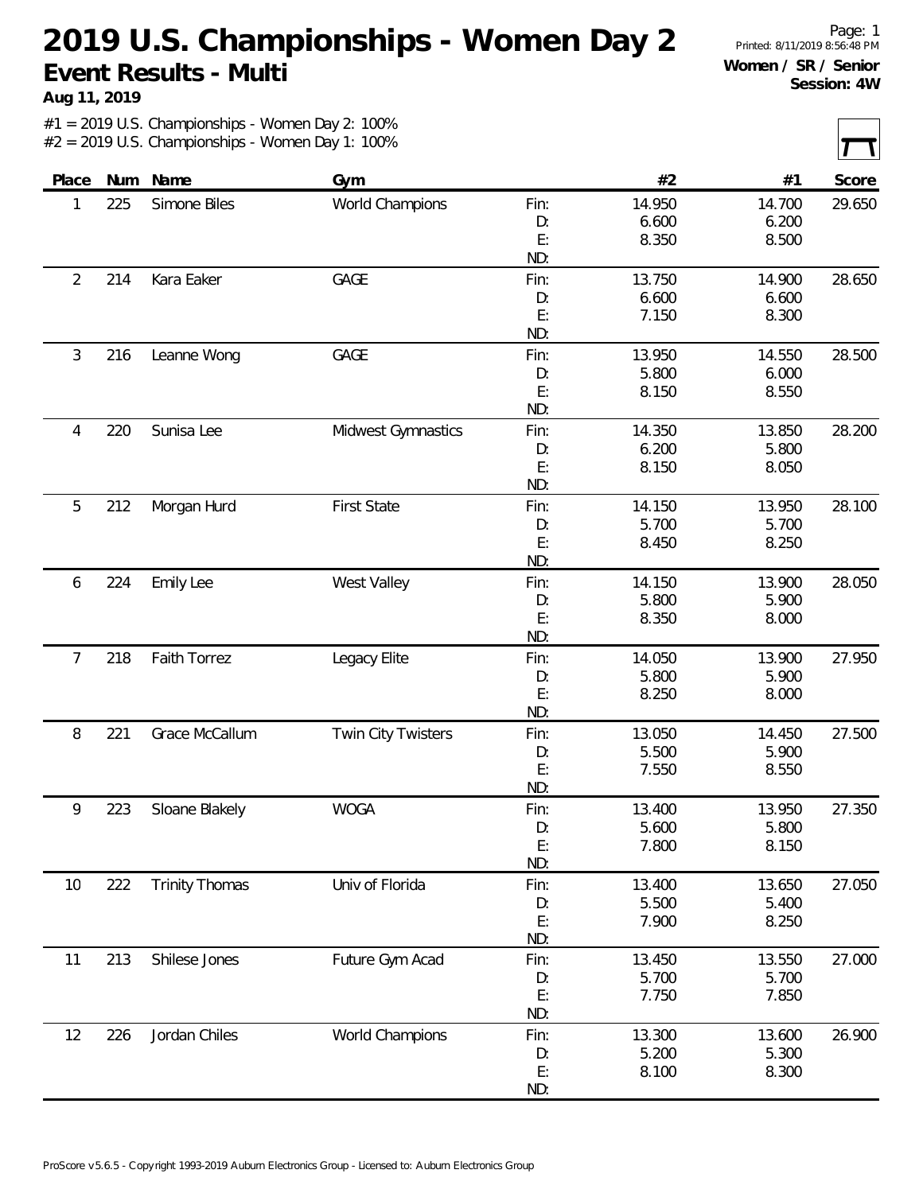# 2019 U.S. Championships - Women Day 2

## Event Results - Multi

**Aug 11, 2019**

Page: 1
Printed: 8/11/2019 8:56:48 PM

**Women / SR / Senior**
**Session: 4W**

#1 = 2019 U.S. Championships - Women Day 2: 100%
#2 = 2019 U.S. Championships - Women Day 1: 100%

| Place | Num | Name | Gym | | #2 | #1 | Score |
|---|---|---|---|---|---|---|---|
| 1 | 225 | Simone Biles | World Champions | Fin: | 14.950 | 14.700 | 29.650 |
| | | | | D: | 6.600 | 6.200 | |
| | | | | E: | 8.350 | 8.500 | |
| | | | | ND: | | | |
| 2 | 214 | Kara Eaker | GAGE | Fin: | 13.750 | 14.900 | 28.650 |
| | | | | D: | 6.600 | 6.600 | |
| | | | | E: | 7.150 | 8.300 | |
| | | | | ND: | | | |
| 3 | 216 | Leanne Wong | GAGE | Fin: | 13.950 | 14.550 | 28.500 |
| | | | | D: | 5.800 | 6.000 | |
| | | | | E: | 8.150 | 8.550 | |
| | | | | ND: | | | |
| 4 | 220 | Sunisa Lee | Midwest Gymnastics | Fin: | 14.350 | 13.850 | 28.200 |
| | | | | D: | 6.200 | 5.800 | |
| | | | | E: | 8.150 | 8.050 | |
| | | | | ND: | | | |
| 5 | 212 | Morgan Hurd | First State | Fin: | 14.150 | 13.950 | 28.100 |
| | | | | D: | 5.700 | 5.700 | |
| | | | | E: | 8.450 | 8.250 | |
| | | | | ND: | | | |
| 6 | 224 | Emily Lee | West Valley | Fin: | 14.150 | 13.900 | 28.050 |
| | | | | D: | 5.800 | 5.900 | |
| | | | | E: | 8.350 | 8.000 | |
| | | | | ND: | | | |
| 7 | 218 | Faith Torrez | Legacy Elite | Fin: | 14.050 | 13.900 | 27.950 |
| | | | | D: | 5.800 | 5.900 | |
| | | | | E: | 8.250 | 8.000 | |
| | | | | ND: | | | |
| 8 | 221 | Grace McCallum | Twin City Twisters | Fin: | 13.050 | 14.450 | 27.500 |
| | | | | D: | 5.500 | 5.900 | |
| | | | | E: | 7.550 | 8.550 | |
| | | | | ND: | | | |
| 9 | 223 | Sloane Blakely | WOGA | Fin: | 13.400 | 13.950 | 27.350 |
| | | | | D: | 5.600 | 5.800 | |
| | | | | E: | 7.800 | 8.150 | |
| | | | | ND: | | | |
| 10 | 222 | Trinity Thomas | Univ of Florida | Fin: | 13.400 | 13.650 | 27.050 |
| | | | | D: | 5.500 | 5.400 | |
| | | | | E: | 7.900 | 8.250 | |
| | | | | ND: | | | |
| 11 | 213 | Shilese Jones | Future Gym Acad | Fin: | 13.450 | 13.550 | 27.000 |
| | | | | D: | 5.700 | 5.700 | |
| | | | | E: | 7.750 | 7.850 | |
| | | | | ND: | | | |
| 12 | 226 | Jordan Chiles | World Champions | Fin: | 13.300 | 13.600 | 26.900 |
| | | | | D: | 5.200 | 5.300 | |
| | | | | E: | 8.100 | 8.300 | |
| | | | | ND: | | | |

ProScore v5.6.5 - Copyright 1993-2019 Auburn Electronics Group - Licensed to: Auburn Electronics Group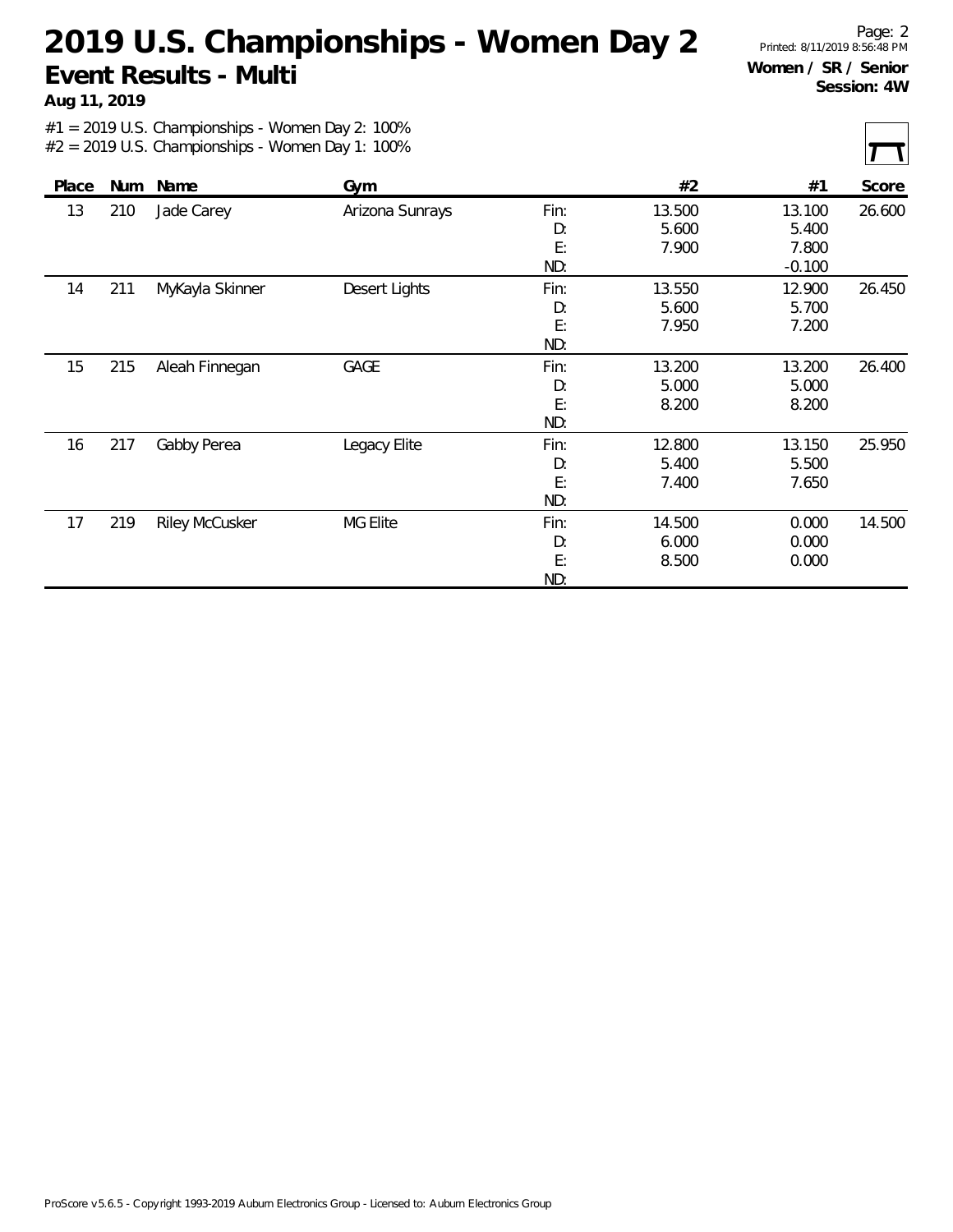# 2019 U.S. Championships - Women Day 2

## Event Results - Multi

**Aug 11, 2019**

**Women / SR / Senior**
**Session: 4W**

#1 = 2019 U.S. Championships - Women Day 2: 100%
#2 = 2019 U.S. Championships - Women Day 1: 100%

| Place | Num | Name | Gym | | #2 | #1 | Score |
|---|---|---|---|---|---|---|---|
| 13 | 210 | Jade Carey | Arizona Sunrays | Fin: | 13.500 | 13.100 | 26.600 |
| | | | | D: | 5.600 | 5.400 | |
| | | | | E: | 7.900 | 7.800 | |
| | | | | ND: | | -0.100 | |
| 14 | 211 | MyKayla Skinner | Desert Lights | Fin: | 13.550 | 12.900 | 26.450 |
| | | | | D: | 5.600 | 5.700 | |
| | | | | E: | 7.950 | 7.200 | |
| | | | | ND: | | | |
| 15 | 215 | Aleah Finnegan | GAGE | Fin: | 13.200 | 13.200 | 26.400 |
| | | | | D: | 5.000 | 5.000 | |
| | | | | E: | 8.200 | 8.200 | |
| | | | | ND: | | | |
| 16 | 217 | Gabby Perea | Legacy Elite | Fin: | 12.800 | 13.150 | 25.950 |
| | | | | D: | 5.400 | 5.500 | |
| | | | | E: | 7.400 | 7.650 | |
| | | | | ND: | | | |
| 17 | 219 | Riley McCusker | MG Elite | Fin: | 14.500 | 0.000 | 14.500 |
| | | | | D: | 6.000 | 0.000 | |
| | | | | E: | 8.500 | 0.000 | |
| | | | | ND: | | | |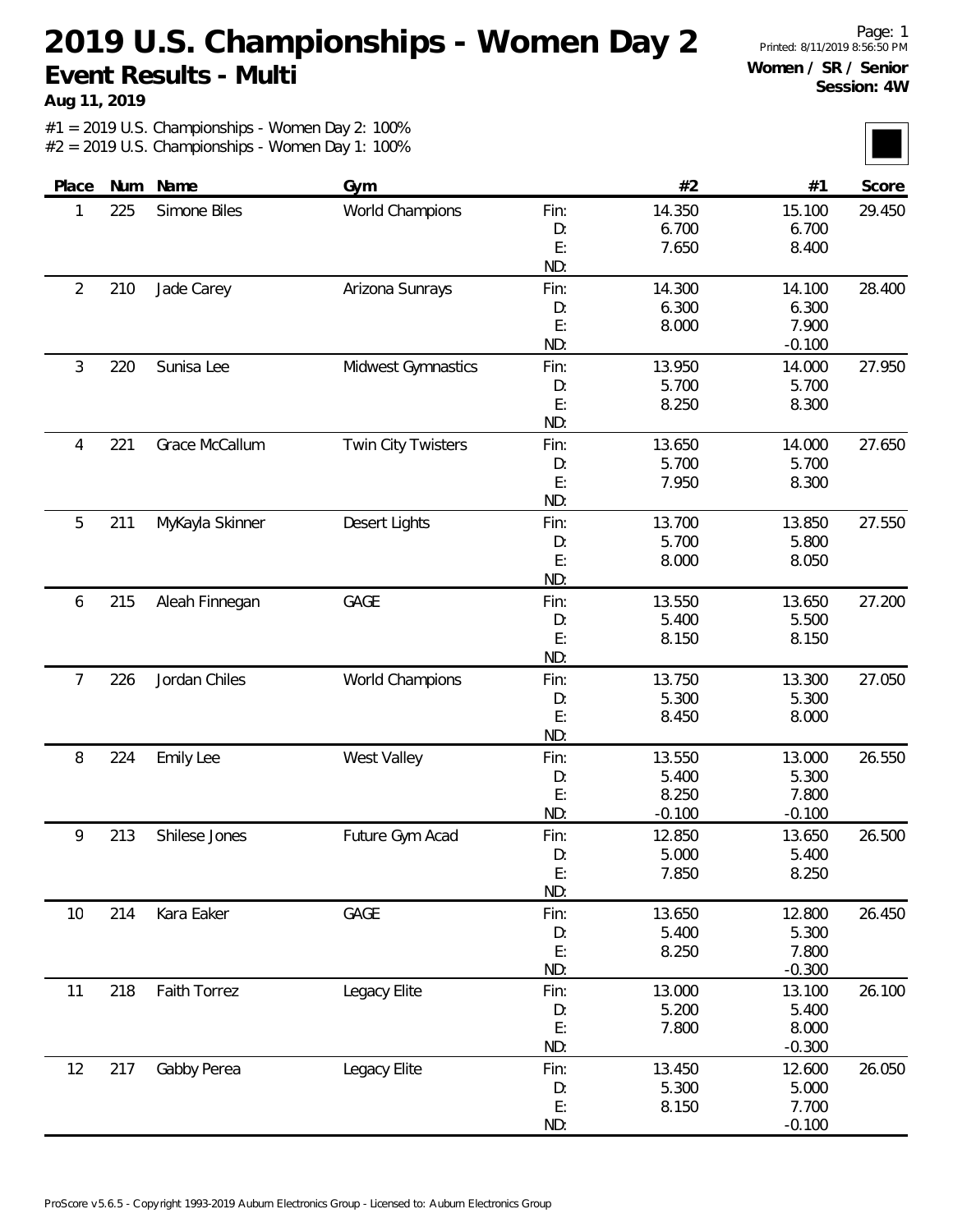# 2019 U.S. Championships - Women Day 2

## Event Results - Multi

**Aug 11, 2019**

Page: 1
Printed: 8/11/2019 8:56:50 PM

**Women / SR / Senior**
**Session: 4W**

#1 = 2019 U.S. Championships - Women Day 2: 100%
#2 = 2019 U.S. Championships - Women Day 1: 100%

| Place | Num | Name | Gym | | #2 | #1 | Score |
|---|---|---|---|---|---|---|---|
| 1 | 225 | Simone Biles | World Champions | Fin: | 14.350 | 15.100 | 29.450 |
| | | | | D: | 6.700 | 6.700 | |
| | | | | E: | 7.650 | 8.400 | |
| | | | | ND: | | | |
| 2 | 210 | Jade Carey | Arizona Sunrays | Fin: | 14.300 | 14.100 | 28.400 |
| | | | | D: | 6.300 | 6.300 | |
| | | | | E: | 8.000 | 7.900 | |
| | | | | ND: | | -0.100 | |
| 3 | 220 | Sunisa Lee | Midwest Gymnastics | Fin: | 13.950 | 14.000 | 27.950 |
| | | | | D: | 5.700 | 5.700 | |
| | | | | E: | 8.250 | 8.300 | |
| | | | | ND: | | | |
| 4 | 221 | Grace McCallum | Twin City Twisters | Fin: | 13.650 | 14.000 | 27.650 |
| | | | | D: | 5.700 | 5.700 | |
| | | | | E: | 7.950 | 8.300 | |
| | | | | ND: | | | |
| 5 | 211 | MyKayla Skinner | Desert Lights | Fin: | 13.700 | 13.850 | 27.550 |
| | | | | D: | 5.700 | 5.800 | |
| | | | | E: | 8.000 | 8.050 | |
| | | | | ND: | | | |
| 6 | 215 | Aleah Finnegan | GAGE | Fin: | 13.550 | 13.650 | 27.200 |
| | | | | D: | 5.400 | 5.500 | |
| | | | | E: | 8.150 | 8.150 | |
| | | | | ND: | | | |
| 7 | 226 | Jordan Chiles | World Champions | Fin: | 13.750 | 13.300 | 27.050 |
| | | | | D: | 5.300 | 5.300 | |
| | | | | E: | 8.450 | 8.000 | |
| | | | | ND: | | | |
| 8 | 224 | Emily Lee | West Valley | Fin: | 13.550 | 13.000 | 26.550 |
| | | | | D: | 5.400 | 5.300 | |
| | | | | E: | 8.250 | 7.800 | |
| | | | | ND: | -0.100 | -0.100 | |
| 9 | 213 | Shilese Jones | Future Gym Acad | Fin: | 12.850 | 13.650 | 26.500 |
| | | | | D: | 5.000 | 5.400 | |
| | | | | E: | 7.850 | 8.250 | |
| | | | | ND: | | | |
| 10 | 214 | Kara Eaker | GAGE | Fin: | 13.650 | 12.800 | 26.450 |
| | | | | D: | 5.400 | 5.300 | |
| | | | | E: | 8.250 | 7.800 | |
| | | | | ND: | | -0.300 | |
| 11 | 218 | Faith Torrez | Legacy Elite | Fin: | 13.000 | 13.100 | 26.100 |
| | | | | D: | 5.200 | 5.400 | |
| | | | | E: | 7.800 | 8.000 | |
| | | | | ND: | | -0.300 | |
| 12 | 217 | Gabby Perea | Legacy Elite | Fin: | 13.450 | 12.600 | 26.050 |
| | | | | D: | 5.300 | 5.000 | |
| | | | | E: | 8.150 | 7.700 | |
| | | | | ND: | | -0.100 | |

ProScore v5.6.5 - Copyright 1993-2019 Auburn Electronics Group - Licensed to: Auburn Electronics Group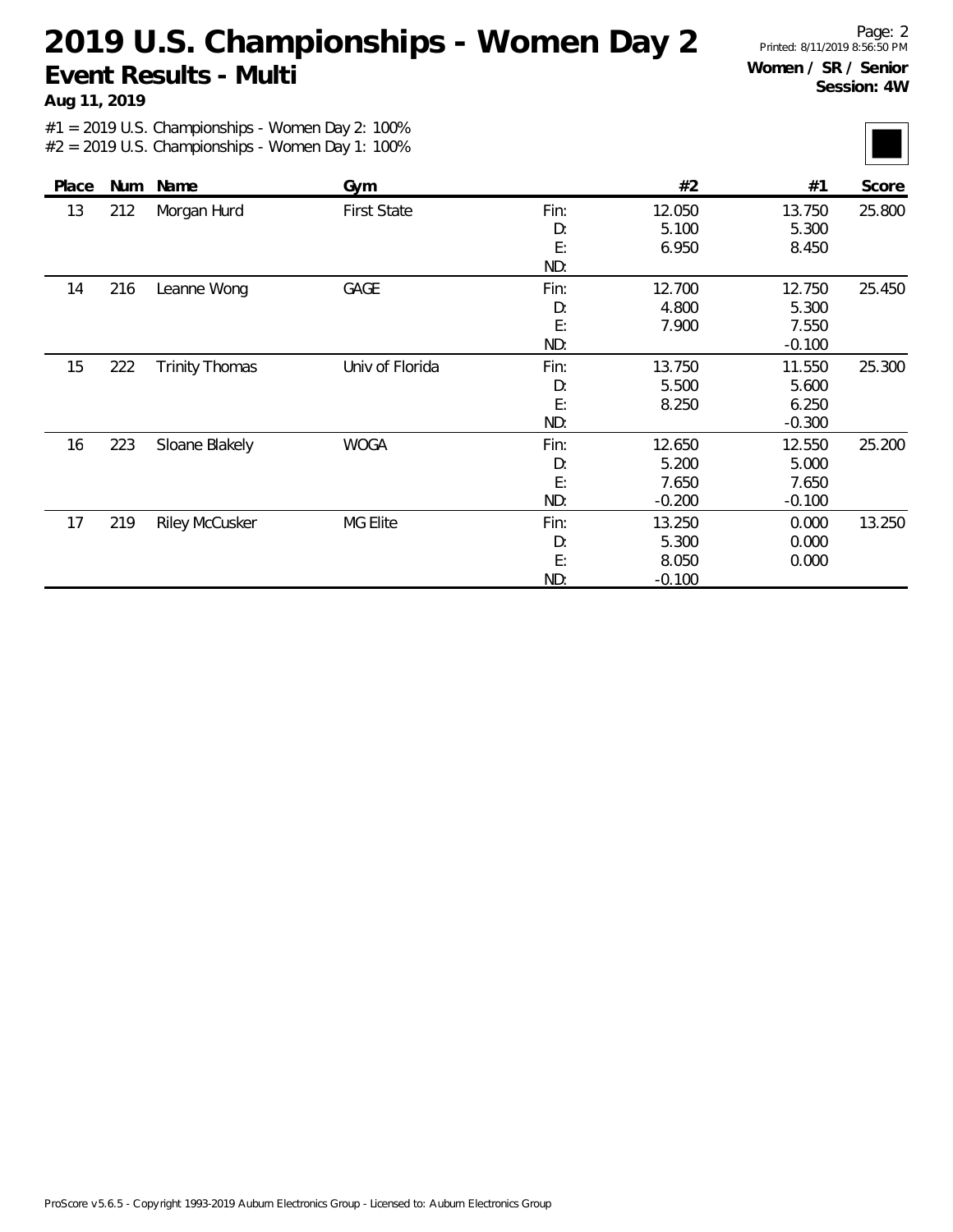# 2019 U.S. Championships - Women Day 2

## Event Results - Multi

**Aug 11, 2019**

**Women / SR / Senior**
**Session: 4W**

#1 = 2019 U.S. Championships - Women Day 2: 100%
#2 = 2019 U.S. Championships - Women Day 1: 100%

| Place | Num | Name | Gym | | #2 | #1 | Score |
|---|---|---|---|---|---|---|---|
| 13 | 212 | Morgan Hurd | First State | Fin: | 12.050 | 13.750 | 25.800 |
| | | | | D: | 5.100 | 5.300 | |
| | | | | E: | 6.950 | 8.450 | |
| | | | | ND: | | | |
| 14 | 216 | Leanne Wong | GAGE | Fin: | 12.700 | 12.750 | 25.450 |
| | | | | D: | 4.800 | 5.300 | |
| | | | | E: | 7.900 | 7.550 | |
| | | | | ND: | | -0.100 | |
| 15 | 222 | Trinity Thomas | Univ of Florida | Fin: | 13.750 | 11.550 | 25.300 |
| | | | | D: | 5.500 | 5.600 | |
| | | | | E: | 8.250 | 6.250 | |
| | | | | ND: | | -0.300 | |
| 16 | 223 | Sloane Blakely | WOGA | Fin: | 12.650 | 12.550 | 25.200 |
| | | | | D: | 5.200 | 5.000 | |
| | | | | E: | 7.650 | 7.650 | |
| | | | | ND: | -0.200 | -0.100 | |
| 17 | 219 | Riley McCusker | MG Elite | Fin: | 13.250 | 0.000 | 13.250 |
| | | | | D: | 5.300 | 0.000 | |
| | | | | E: | 8.050 | 0.000 | |
| | | | | ND: | -0.100 | | |

ProScore v5.6.5 - Copyright 1993-2019 Auburn Electronics Group - Licensed to: Auburn Electronics Group